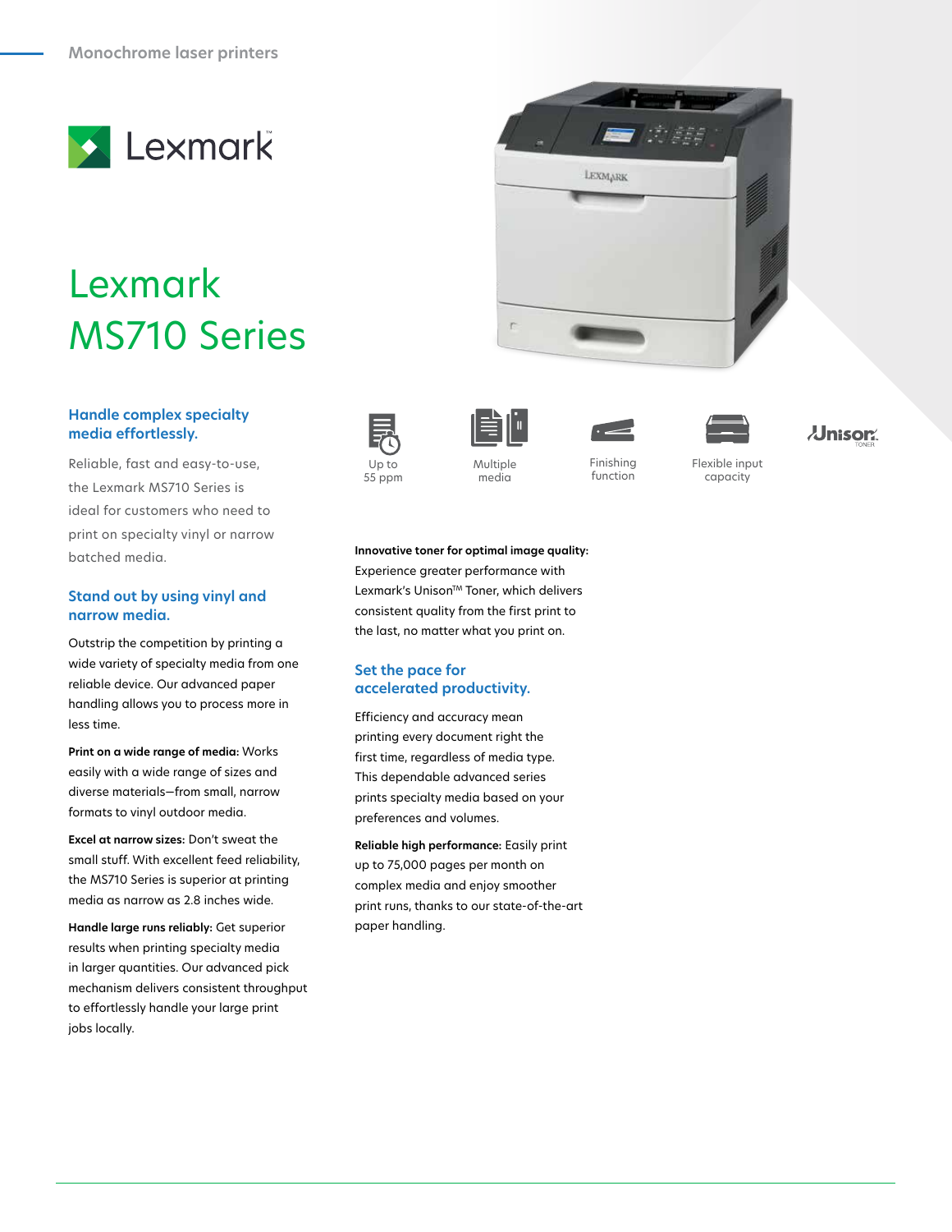Monochrome laser printers

Lexmark

# Lexmark MS710 Series

Up to 55 ppm

Multiple media

Finishing function

Flexible input capacity

Unison TONER

## Handle complex specialty media effortlessly.

Reliable, fast and easy-to-use, the Lexmark MS710 Series is ideal for customers who need to print on specialty vinyl or narrow batched media.

## Stand out by using vinyl and narrow media.

Outstrip the competition by printing a wide variety of specialty media from one reliable device. Our advanced paper handling allows you to process more in less time.

**Print on a wide range of media:** Works easily with a wide range of sizes and diverse materials—from small, narrow formats to vinyl outdoor media.

**Excel at narrow sizes:** Don't sweat the small stuff. With excellent feed reliability, the MS710 Series is superior at printing media as narrow as 2.8 inches wide.

**Handle large runs reliably:** Get superior results when printing specialty media in larger quantities. Our advanced pick mechanism delivers consistent throughput to effortlessly handle your large print jobs locally.

**Innovative toner for optimal image quality:** Experience greater performance with Lexmark's Unison™ Toner, which delivers consistent quality from the first print to the last, no matter what you print on.

## Set the pace for accelerated productivity.

Efficiency and accuracy mean printing every document right the first time, regardless of media type. This dependable advanced series prints specialty media based on your preferences and volumes.

**Reliable high performance:** Easily print up to 75,000 pages per month on complex media and enjoy smoother print runs, thanks to our state-of-the-art paper handling.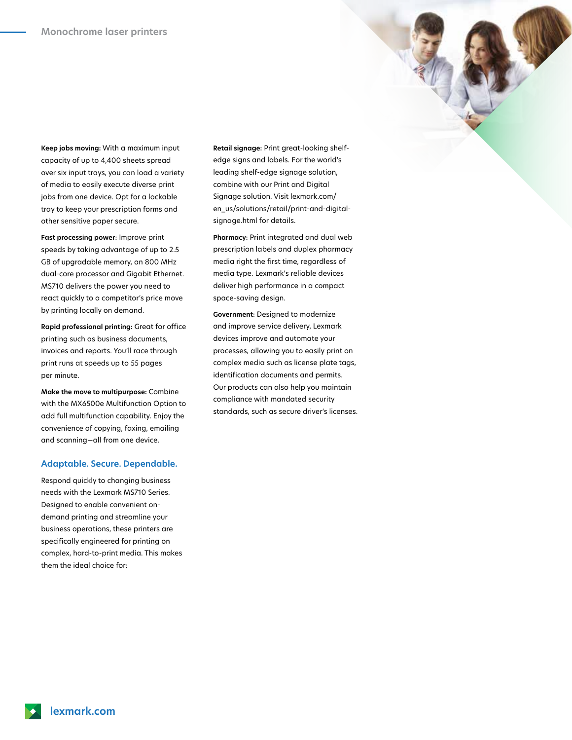Keep jobs moving: With a maximum input capacity of up to 4,400 sheets spread over six input trays, you can load a variety of media to easily execute diverse print jobs from one device. Opt for a lockable tray to keep your prescription forms and other sensitive paper secure.

**Fast processing power:** Improve print speeds by taking advantage of up to 2.5 GB of upgradable memory, an 800 MHz dual-core processor and Gigabit Ethernet. MS710 delivers the power you need to react quickly to a competitor's price move by printing locally on demand.

**Rapid professional printing:** Great for office printing such as business documents, invoices and reports. You'll race through print runs at speeds up to 55 pages per minute.

**Make the move to multipurpose:** Combine with the MX6500e Multifunction Option to add full multifunction capability. Enjoy the convenience of copying, faxing, emailing and scanning—all from one device.

## Adaptable. Secure. Dependable.

Respond quickly to changing business needs with the Lexmark MS710 Series. Designed to enable convenient on-demand printing and streamline your business operations, these printers are specifically engineered for printing on complex, hard-to-print media. This makes them the ideal choice for:

**Retail signage:** Print great-looking shelf-edge signs and labels. For the world's leading shelf-edge signage solution, combine with our Print and Digital Signage solution. Visit lexmark.com/en_us/solutions/retail/print-and-digital-signage.html for details.

**Pharmacy:** Print integrated and dual web prescription labels and duplex pharmacy media right the first time, regardless of media type. Lexmark's reliable devices deliver high performance in a compact space-saving design.

**Government:** Designed to modernize and improve service delivery, Lexmark devices improve and automate your processes, allowing you to easily print on complex media such as license plate tags, identification documents and permits. Our products can also help you maintain compliance with mandated security standards, such as secure driver's licenses.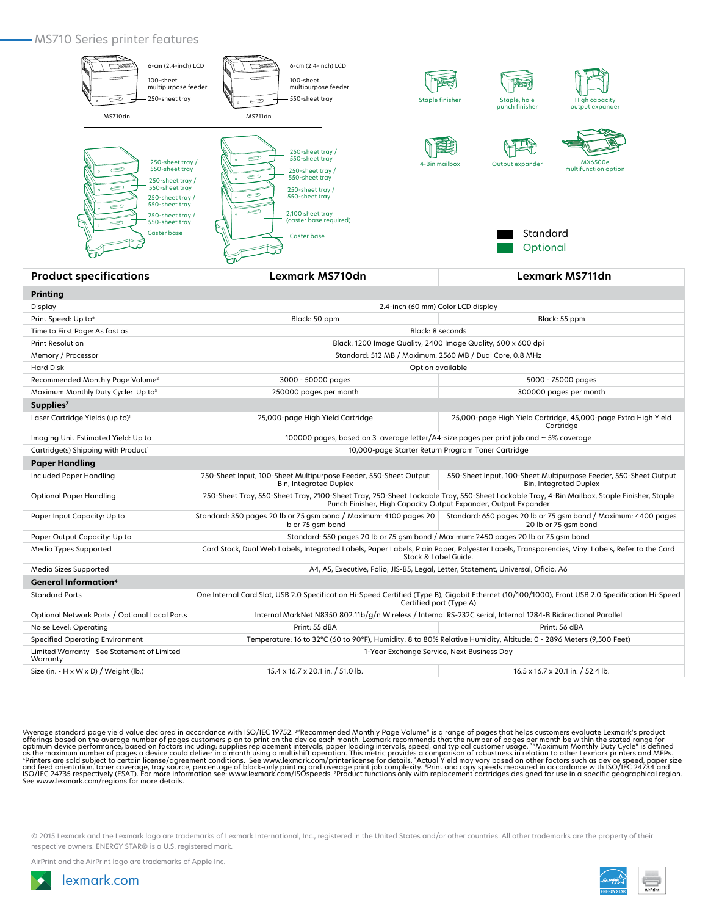## MS710 Series printer features

6-cm (2.4-inch) LCD
100-sheet multipurpose feeder
250-sheet tray
MS710dn

6-cm (2.4-inch) LCD
100-sheet multipurpose feeder
550-sheet tray
MS711dn

Staple finisher
Staple, hole punch finisher
High capacity output expander
4-Bin mailbox
Output expander
MX6500e multifunction option

250-sheet tray / 550-sheet tray
250-sheet tray / 550-sheet tray
250-sheet tray / 550-sheet tray
250-sheet tray / 550-sheet tray
Caster base

250-sheet tray / 550-sheet tray
250-sheet tray / 550-sheet tray
250-sheet tray / 550-sheet tray
2,100 sheet tray (caster base required)
Caster base

Standard
Optional

| Product specifications | Lexmark MS710dn | Lexmark MS711dn |
|---|---|---|
| **Printing** | | |
| Display | 2.4-inch (60 mm) Color LCD display | |
| Print Speed: Up to[6] | Black: 50 ppm | Black: 55 ppm |
| Time to First Page: As fast as | Black: 8 seconds | |
| Print Resolution | Black: 1200 Image Quality, 2400 Image Quality, 600 x 600 dpi | |
| Memory / Processor | Standard: 512 MB / Maximum: 2560 MB / Dual Core, 0.8 MHz | |
| Hard Disk | Option available | |
| Recommended Monthly Page Volume[2] | 3000 - 50000 pages | 5000 - 75000 pages |
| Maximum Monthly Duty Cycle: Up to[3] | 250000 pages per month | 300000 pages per month |
| **Supplies[7]** | | |
| Laser Cartridge Yields (up to)[1] | 25,000-page High Yield Cartridge | 25,000-page High Yield Cartridge, 45,000-page Extra High Yield Cartridge |
| Imaging Unit Estimated Yield: Up to | 100000 pages, based on 3 average letter/A4-size pages per print job and ~ 5% coverage | |
| Cartridge(s) Shipping with Product[1] | 10,000-page Starter Return Program Toner Cartridge | |
| **Paper Handling** | | |
| Included Paper Handling | 250-Sheet Input, 100-Sheet Multipurpose Feeder, 550-Sheet Output Bin, Integrated Duplex | 550-Sheet Input, 100-Sheet Multipurpose Feeder, 550-Sheet Output Bin, Integrated Duplex |
| Optional Paper Handling | 250-Sheet Tray, 550-Sheet Tray, 2100-Sheet Tray, 250-Sheet Lockable Tray, 550-Sheet Lockable Tray, 4-Bin Mailbox, Staple Finisher, Staple Punch Finisher, High Capacity Output Expander, Output Expander | |
| Paper Input Capacity: Up to | Standard: 350 pages 20 lb or 75 gsm bond / Maximum: 4100 pages 20 lb or 75 gsm bond | Standard: 650 pages 20 lb or 75 gsm bond / Maximum: 4400 pages 20 lb or 75 gsm bond |
| Paper Output Capacity: Up to | Standard: 550 pages 20 lb or 75 gsm bond / Maximum: 2450 pages 20 lb or 75 gsm bond | |
| Media Types Supported | Card Stock, Dual Web Labels, Integrated Labels, Paper Labels, Plain Paper, Polyester Labels, Transparencies, Vinyl Labels, Refer to the Card Stock & Label Guide. | |
| Media Sizes Supported | A4, A5, Executive, Folio, JIS-B5, Legal, Letter, Statement, Universal, Oficio, A6 | |
| **General Information[4]** | | |
| Standard Ports | One Internal Card Slot, USB 2.0 Specification Hi-Speed Certified (Type B), Gigabit Ethernet (10/100/1000), Front USB 2.0 Specification Hi-Speed Certified port (Type A) | |
| Optional Network Ports / Optional Local Ports | Internal MarkNet N8350 802.11b/g/n Wireless / Internal RS-232C serial, Internal 1284-B Bidirectional Parallel | |
| Noise Level: Operating | Print: 55 dBA | Print: 56 dBA |
| Specified Operating Environment | Temperature: 16 to 32°C (60 to 90°F), Humidity: 8 to 80% Relative Humidity, Altitude: 0 - 2896 Meters (9,500 Feet) | |
| Limited Warranty - See Statement of Limited Warranty | 1-Year Exchange Service, Next Business Day | |
| Size (in. - H x W x D) / Weight (lb.) | 15.4 x 16.7 x 20.1 in. / 51.0 lb. | 16.5 x 16.7 x 20.1 in. / 52.4 lb. |

[1]Average standard page yield value declared in accordance with ISO/IEC 19752. [2]"Recommended Monthly Page Volume" is a range of pages that helps customers evaluate Lexmark's product offerings based on the average number of pages customers plan to print on the device each month. Lexmark recommends that the number of pages per month be within the stated range for optimum device performance, based on factors including: supplies replacement intervals, paper loading intervals, speed, and typical customer usage. [3]"Maximum Monthly Duty Cycle" is defined as the maximum number of pages a device could deliver in a month using a multishift operation. This metric provides a comparison of robustness in relation to other Lexmark printers and MFPs. [4]Printers are sold subject to certain license/agreement conditions. See www.lexmark.com/printerlicense for details. [5]Actual Yield may vary based on other factors such as device speed, paper size and feed orientation, toner coverage, tray source, percentage of black-only printing and average print job complexity. [6]Print and copy speeds measured in accordance with ISO/IEC 24734 and ISO/IEC 24735 respectively (ESAT). For more information see: www.lexmark.com/ISOspeeds. [7]Product functions only with replacement cartridges designed for use in a specific geographical region. See www.lexmark.com/regions for more details.

© 2015 Lexmark and the Lexmark logo are trademarks of Lexmark International, Inc., registered in the United States and/or other countries. All other trademarks are the property of their respective owners. ENERGY STAR® is a U.S. registered mark.

AirPrint and the AirPrint logo are trademarks of Apple Inc.

lexmark.com